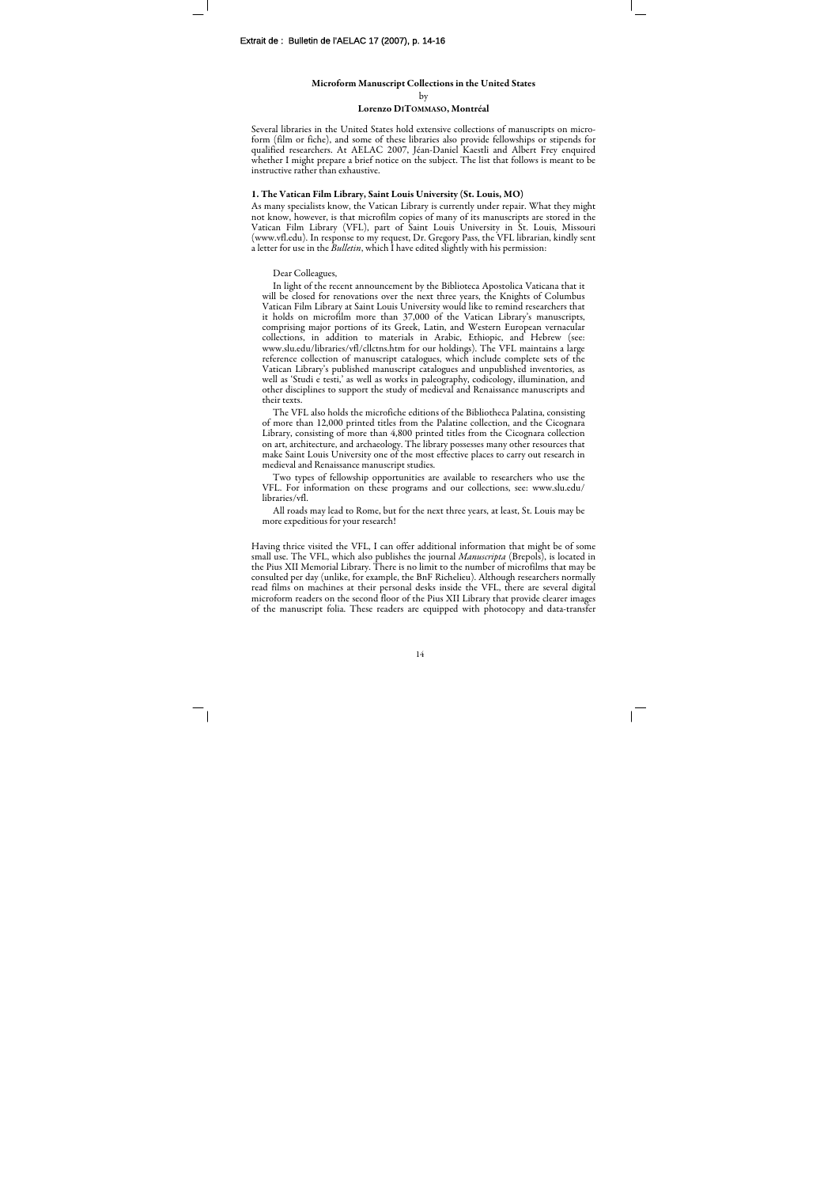Extrait de : Bulletin de l'AELAC 17 (2007), p. 14-16

## Microform Manuscript Collections in the United States

by

**Lorenzo DiTommaso, Montréal**

Several libraries in the United States hold extensive collections of manuscripts on microform (film or fiche), and some of these libraries also provide fellowships or stipends for qualified researchers. At AELAC 2007, Jéan-Daniel Kaestli and Albert Frey enquired whether I might prepare a brief notice on the subject. The list that follows is meant to be instructive rather than exhaustive.

### 1. The Vatican Film Library, Saint Louis University (St. Louis, MO)

As many specialists know, the Vatican Library is currently under repair. What they might not know, however, is that microfilm copies of many of its manuscripts are stored in the Vatican Film Library (VFL), part of Saint Louis University in St. Louis, Missouri (www.vfl.edu). In response to my request, Dr. Gregory Pass, the VFL librarian, kindly sent a letter for use in the *Bulletin*, which I have edited slightly with his permission:

> Dear Colleagues,
>
> In light of the recent announcement by the Biblioteca Apostolica Vaticana that it will be closed for renovations over the next three years, the Knights of Columbus Vatican Film Library at Saint Louis University would like to remind researchers that it holds on microfilm more than 37,000 of the Vatican Library's manuscripts, comprising major portions of its Greek, Latin, and Western European vernacular collections, in addition to materials in Arabic, Ethiopic, and Hebrew (see: www.slu.edu/libraries/vfl/cllctns.htm for our holdings). The VFL maintains a large reference collection of manuscript catalogues, which include complete sets of the Vatican Library's published manuscript catalogues and unpublished inventories, as well as 'Studi e testi,' as well as works in paleography, codicology, illumination, and other disciplines to support the study of medieval and Renaissance manuscripts and their texts.
>
> The VFL also holds the microfiche editions of the Bibliotheca Palatina, consisting of more than 12,000 printed titles from the Palatine collection, and the Cicognara Library, consisting of more than 4,800 printed titles from the Cicognara collection on art, architecture, and archaeology. The library possesses many other resources that make Saint Louis University one of the most effective places to carry out research in medieval and Renaissance manuscript studies.
>
> Two types of fellowship opportunities are available to researchers who use the VFL. For information on these programs and our collections, see: www.slu.edu/libraries/vfl.
>
> All roads may lead to Rome, but for the next three years, at least, St. Louis may be more expeditious for your research!

Having thrice visited the VFL, I can offer additional information that might be of some small use. The VFL, which also publishes the journal *Manuscripta* (Brepols), is located in the Pius XII Memorial Library. There is no limit to the number of microfilms that may be consulted per day (unlike, for example, the BnF Richelieu). Although researchers normally read films on machines at their personal desks inside the VFL, there are several digital microform readers on the second floor of the Pius XII Library that provide clearer images of the manuscript folia. These readers are equipped with photocopy and data-transfer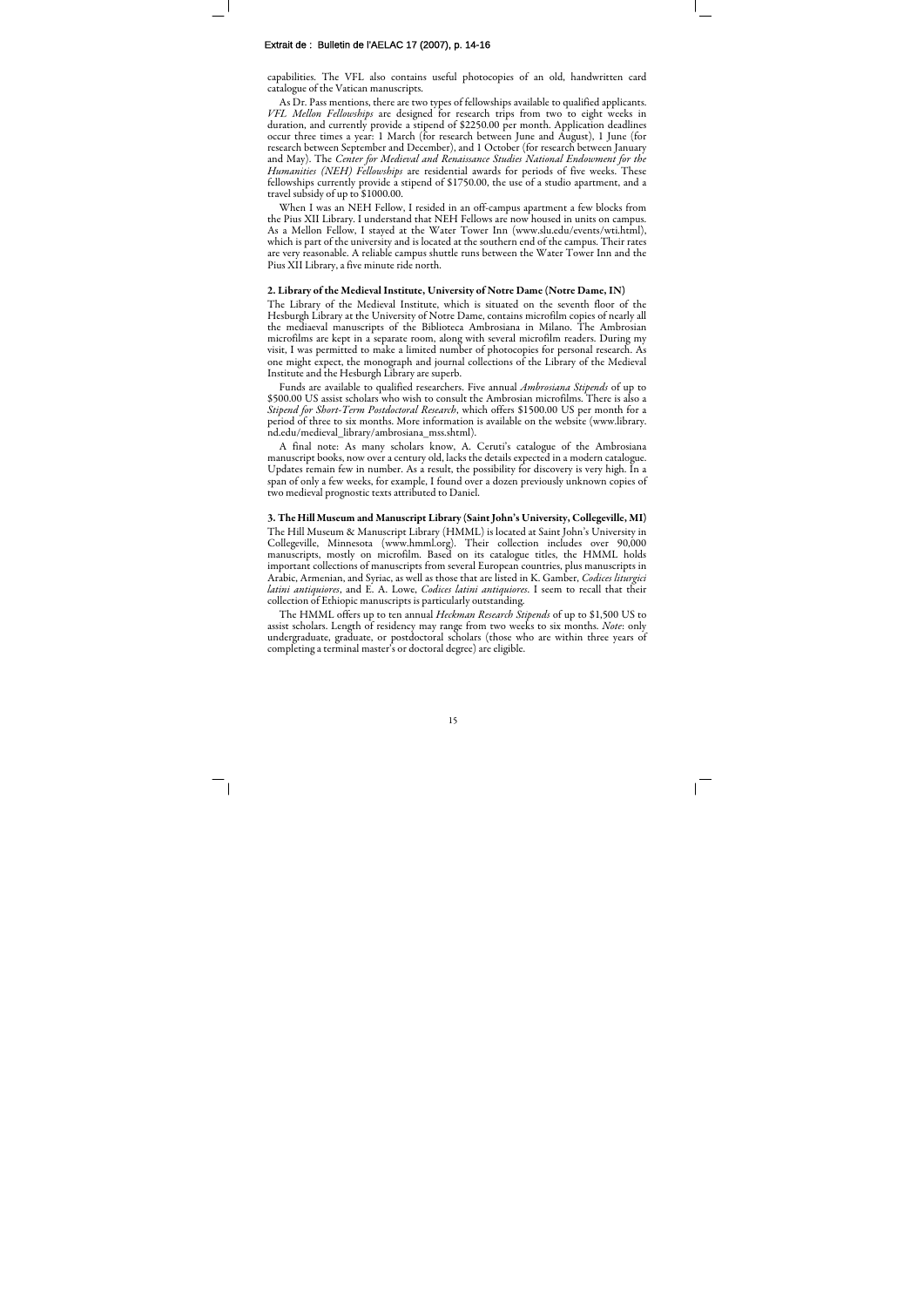capabilities. The VFL also contains useful photocopies of an old, handwritten card catalogue of the Vatican manuscripts.

As Dr. Pass mentions, there are two types of fellowships available to qualified applicants. *VFL Mellon Fellowships* are designed for research trips from two to eight weeks in duration, and currently provide a stipend of $2250.00 per month. Application deadlines occur three times a year: 1 March (for research between June and August), 1 June (for research between September and December), and 1 October (for research between January and May). The *Center for Medieval and Renaissance Studies National Endowment for the Humanities (NEH) Fellowships* are residential awards for periods of five weeks. These fellowships currently provide a stipend of $1750.00, the use of a studio apartment, and a travel subsidy of up to $1000.00.

When I was an NEH Fellow, I resided in an off-campus apartment a few blocks from the Pius XII Library. I understand that NEH Fellows are now housed in units on campus. As a Mellon Fellow, I stayed at the Water Tower Inn (www.slu.edu/events/wti.html), which is part of the university and is located at the southern end of the campus. Their rates are very reasonable. A reliable campus shuttle runs between the Water Tower Inn and the Pius XII Library, a five minute ride north.

### 2. Library of the Medieval Institute, University of Notre Dame (Notre Dame, IN)

The Library of the Medieval Institute, which is situated on the seventh floor of the Hesburgh Library at the University of Notre Dame, contains microfilm copies of nearly all the mediaeval manuscripts of the Biblioteca Ambrosiana in Milano. The Ambrosian microfilms are kept in a separate room, along with several microfilm readers. During my visit, I was permitted to make a limited number of photocopies for personal research. As one might expect, the monograph and journal collections of the Library of the Medieval Institute and the Hesburgh Library are superb.

Funds are available to qualified researchers. Five annual *Ambrosiana Stipends* of up to $500.00 US assist scholars who wish to consult the Ambrosian microfilms. There is also a *Stipend for Short-Term Postdoctoral Research*, which offers $1500.00 US per month for a period of three to six months. More information is available on the website (www.library.nd.edu/medieval_library/ambrosiana_mss.shtml).

A final note: As many scholars know, A. Ceruti's catalogue of the Ambrosiana manuscript books, now over a century old, lacks the details expected in a modern catalogue. Updates remain few in number. As a result, the possibility for discovery is very high. In a span of only a few weeks, for example, I found over a dozen previously unknown copies of two medieval prognostic texts attributed to Daniel.

### 3. The Hill Museum and Manuscript Library (Saint John's University, Collegeville, MI)

The Hill Museum & Manuscript Library (HMML) is located at Saint John's University in Collegeville, Minnesota (www.hmml.org). Their collection includes over 90,000 manuscripts, mostly on microfilm. Based on its catalogue titles, the HMML holds important collections of manuscripts from several European countries, plus manuscripts in Arabic, Armenian, and Syriac, as well as those that are listed in K. Gamber, *Codices liturgici latini antiquiores*, and E. A. Lowe, *Codices latini antiquiores*. I seem to recall that their collection of Ethiopic manuscripts is particularly outstanding.

The HMML offers up to ten annual *Heckman Research Stipends* of up to $1,500 US to assist scholars. Length of residency may range from two weeks to six months. *Note*: only undergraduate, graduate, or postdoctoral scholars (those who are within three years of completing a terminal master's or doctoral degree) are eligible.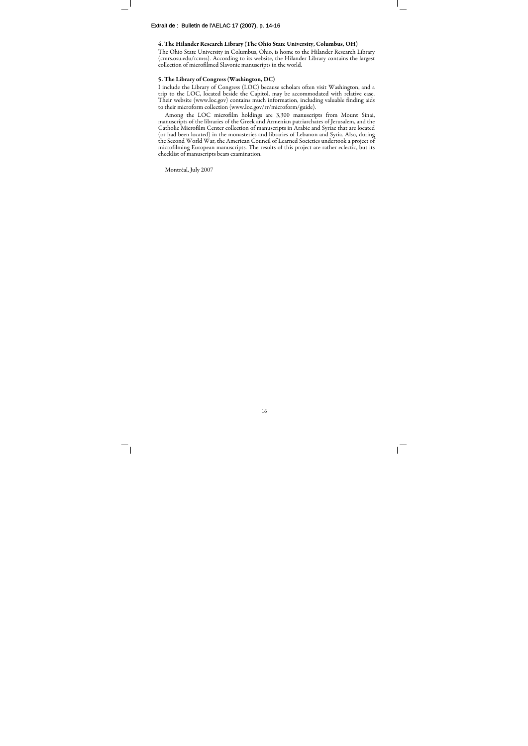### 4. The Hilander Research Library (The Ohio State University, Columbus, OH)

The Ohio State University in Columbus, Ohio, is home to the Hilander Research Library (cmrs.osu.edu/rcmss). According to its website, the Hilander Library contains the largest collection of microfilmed Slavonic manuscripts in the world.

### 5. The Library of Congress (Washington, DC)

I include the Library of Congress (LOC) because scholars often visit Washington, and a trip to the LOC, located beside the Capitol, may be accommodated with relative ease. Their website (www.loc.gov) contains much information, including valuable finding aids to their microform collection (www.loc.gov/rr/microform/guide).

Among the LOC microfilm holdings are 3,300 manuscripts from Mount Sinai, manuscripts of the libraries of the Greek and Armenian patriarchates of Jerusalem, and the Catholic Microfilm Center collection of manuscripts in Arabic and Syriac that are located (or had been located) in the monasteries and libraries of Lebanon and Syria. Also, during the Second World War, the American Council of Learned Societies undertook a project of microfilming European manuscripts. The results of this project are rather eclectic, but its checklist of manuscripts bears examination.

Montréal, July 2007